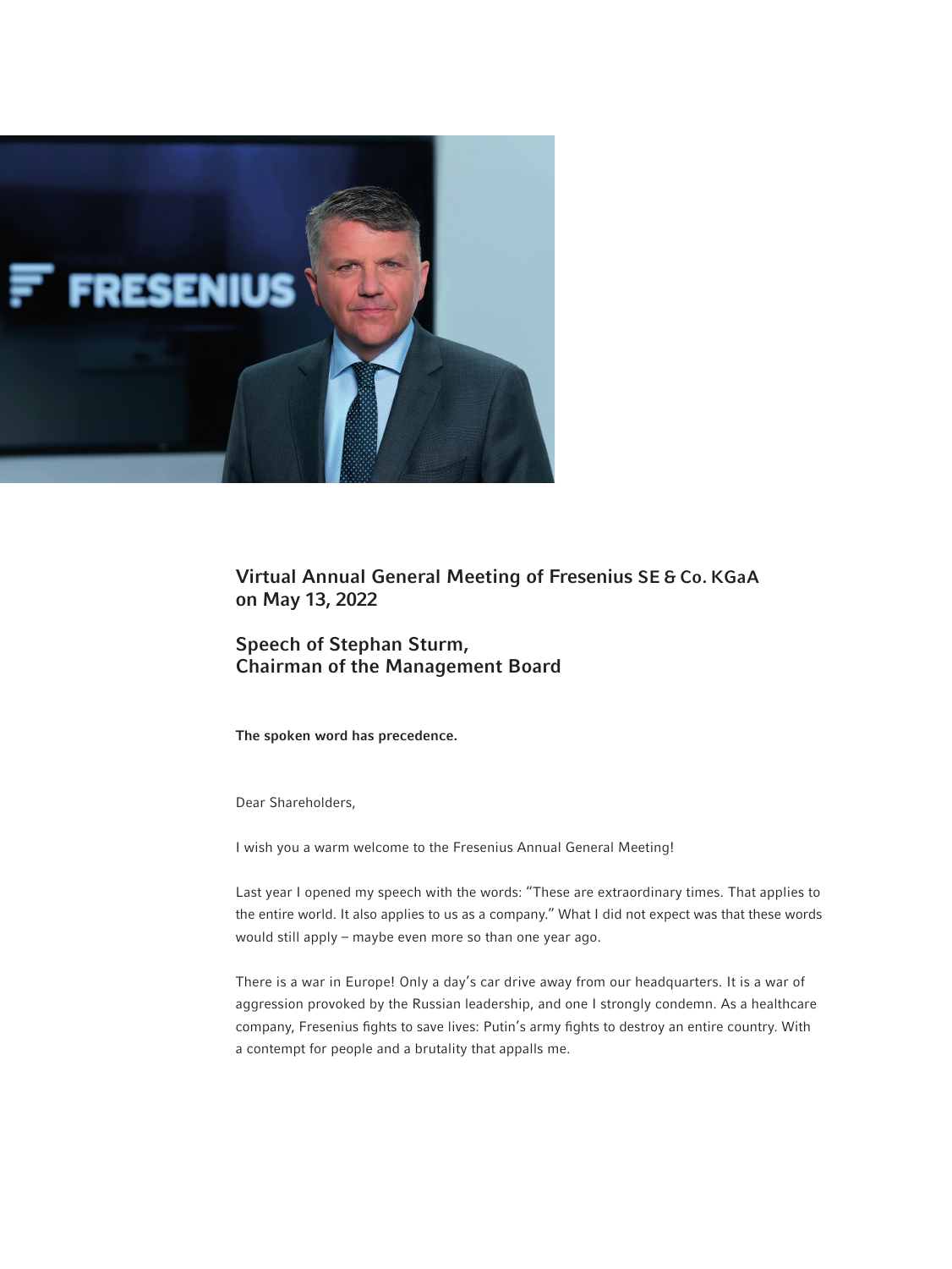# Virtual Annual General Meeting of Fresenius SE & Co. KGaA on May 13, 2022

## Speech of Stephan Sturm, Chairman of the Management Board

**The spoken word has precedence.**

Dear Shareholders,

I wish you a warm welcome to the Fresenius Annual General Meeting!

Last year I opened my speech with the words: "These are extraordinary times. That applies to the entire world. It also applies to us as a company." What I did not expect was that these words would still apply – maybe even more so than one year ago.

There is a war in Europe! Only a day's car drive away from our headquarters. It is a war of aggression provoked by the Russian leadership, and one I strongly condemn. As a healthcare company, Fresenius fights to save lives: Putin's army fights to destroy an entire country. With a contempt for people and a brutality that appalls me.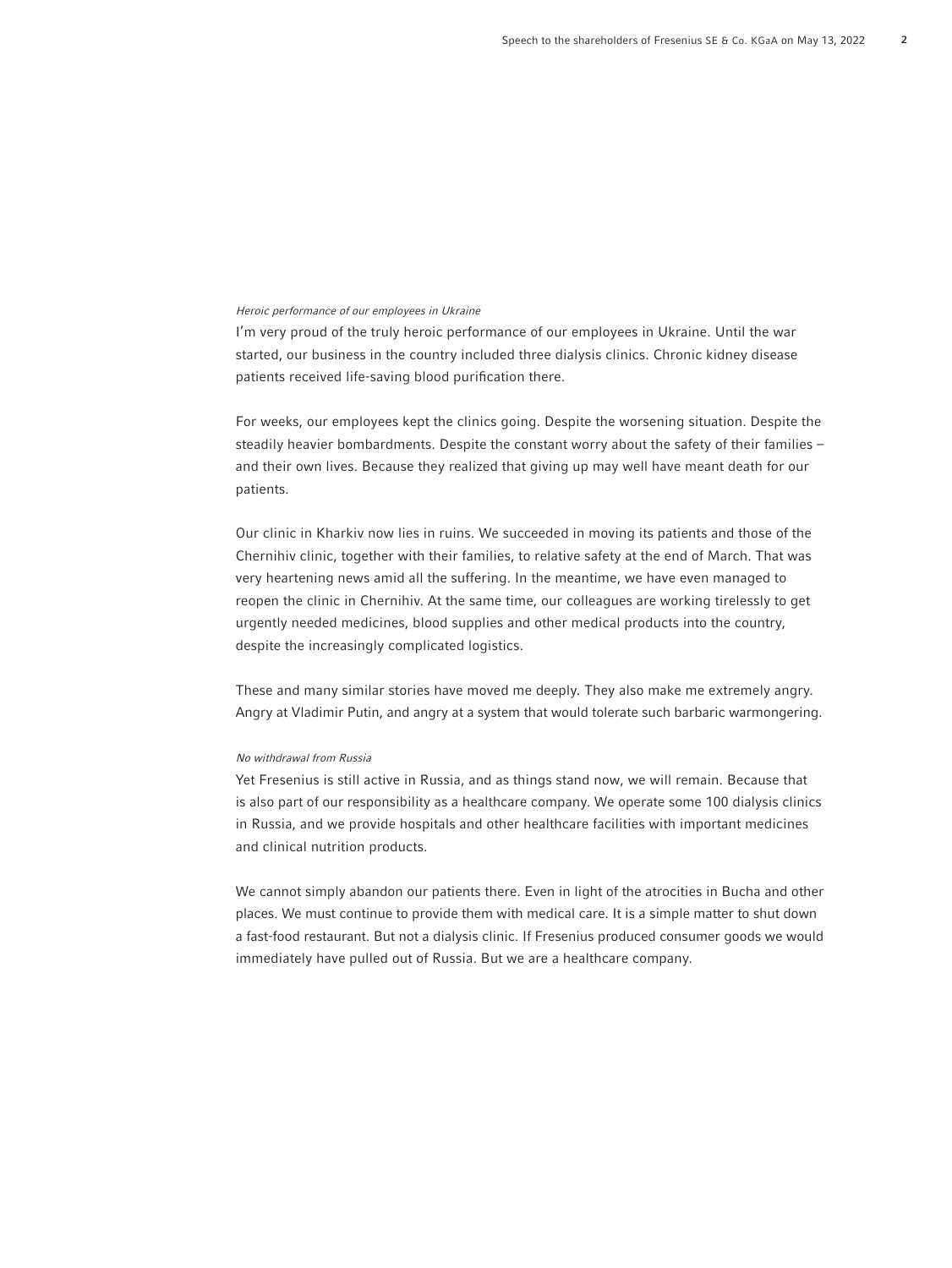*Heroic performance of our employees in Ukraine*

I'm very proud of the truly heroic performance of our employees in Ukraine. Until the war started, our business in the country included three dialysis clinics. Chronic kidney disease patients received life-saving blood purification there.

For weeks, our employees kept the clinics going. Despite the worsening situation. Despite the steadily heavier bombardments. Despite the constant worry about the safety of their families – and their own lives. Because they realized that giving up may well have meant death for our patients.

Our clinic in Kharkiv now lies in ruins. We succeeded in moving its patients and those of the Chernihiv clinic, together with their families, to relative safety at the end of March. That was very heartening news amid all the suffering. In the meantime, we have even managed to reopen the clinic in Chernihiv. At the same time, our colleagues are working tirelessly to get urgently needed medicines, blood supplies and other medical products into the country, despite the increasingly complicated logistics.

These and many similar stories have moved me deeply. They also make me extremely angry. Angry at Vladimir Putin, and angry at a system that would tolerate such barbaric warmongering.

*No withdrawal from Russia*

Yet Fresenius is still active in Russia, and as things stand now, we will remain. Because that is also part of our responsibility as a healthcare company. We operate some 100 dialysis clinics in Russia, and we provide hospitals and other healthcare facilities with important medicines and clinical nutrition products.

We cannot simply abandon our patients there. Even in light of the atrocities in Bucha and other places. We must continue to provide them with medical care. It is a simple matter to shut down a fast-food restaurant. But not a dialysis clinic. If Fresenius produced consumer goods we would immediately have pulled out of Russia. But we are a healthcare company.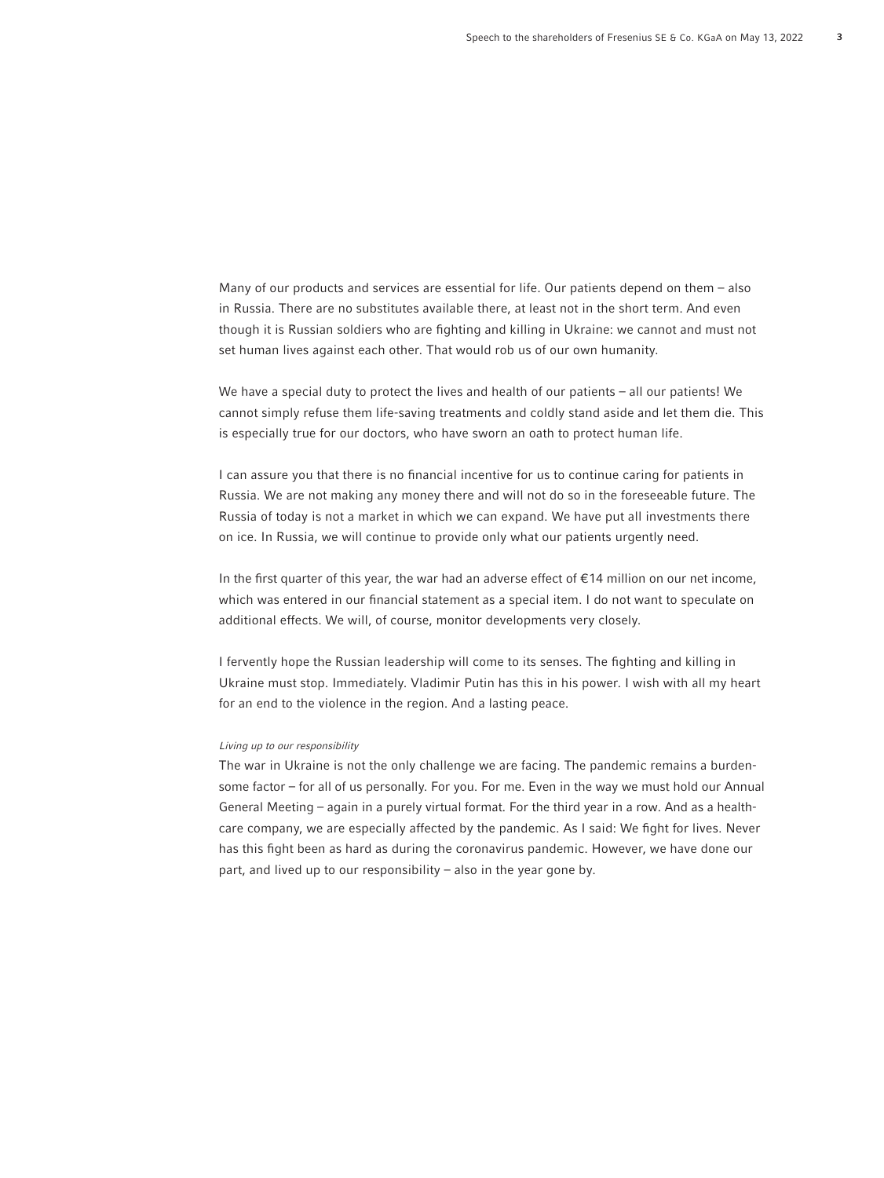Many of our products and services are essential for life. Our patients depend on them – also in Russia. There are no substitutes available there, at least not in the short term. And even though it is Russian soldiers who are fighting and killing in Ukraine: we cannot and must not set human lives against each other. That would rob us of our own humanity.

We have a special duty to protect the lives and health of our patients – all our patients! We cannot simply refuse them life-saving treatments and coldly stand aside and let them die. This is especially true for our doctors, who have sworn an oath to protect human life.

I can assure you that there is no financial incentive for us to continue caring for patients in Russia. We are not making any money there and will not do so in the foreseeable future. The Russia of today is not a market in which we can expand. We have put all investments there on ice. In Russia, we will continue to provide only what our patients urgently need.

In the first quarter of this year, the war had an adverse effect of €14 million on our net income, which was entered in our financial statement as a special item. I do not want to speculate on additional effects. We will, of course, monitor developments very closely.

I fervently hope the Russian leadership will come to its senses. The fighting and killing in Ukraine must stop. Immediately. Vladimir Putin has this in his power. I wish with all my heart for an end to the violence in the region. And a lasting peace.

*Living up to our responsibility*

The war in Ukraine is not the only challenge we are facing. The pandemic remains a burdensome factor – for all of us personally. For you. For me. Even in the way we must hold our Annual General Meeting – again in a purely virtual format. For the third year in a row. And as a health-care company, we are especially affected by the pandemic. As I said: We fight for lives. Never has this fight been as hard as during the coronavirus pandemic. However, we have done our part, and lived up to our responsibility – also in the year gone by.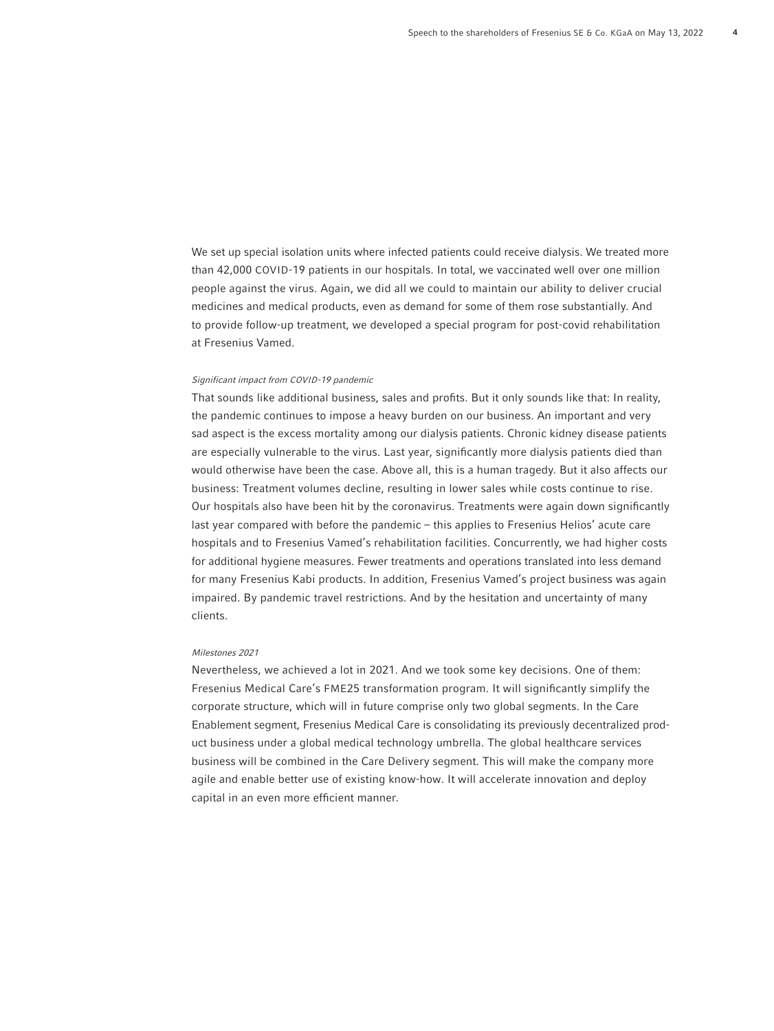We set up special isolation units where infected patients could receive dialysis. We treated more than 42,000 COVID-19 patients in our hospitals. In total, we vaccinated well over one million people against the virus. Again, we did all we could to maintain our ability to deliver crucial medicines and medical products, even as demand for some of them rose substantially. And to provide follow-up treatment, we developed a special program for post-covid rehabilitation at Fresenius Vamed.

*Significant impact from COVID-19 pandemic*

That sounds like additional business, sales and profits. But it only sounds like that: In reality, the pandemic continues to impose a heavy burden on our business. An important and very sad aspect is the excess mortality among our dialysis patients. Chronic kidney disease patients are especially vulnerable to the virus. Last year, significantly more dialysis patients died than would otherwise have been the case. Above all, this is a human tragedy. But it also affects our business: Treatment volumes decline, resulting in lower sales while costs continue to rise. Our hospitals also have been hit by the coronavirus. Treatments were again down significantly last year compared with before the pandemic – this applies to Fresenius Helios' acute care hospitals and to Fresenius Vamed's rehabilitation facilities. Concurrently, we had higher costs for additional hygiene measures. Fewer treatments and operations translated into less demand for many Fresenius Kabi products. In addition, Fresenius Vamed's project business was again impaired. By pandemic travel restrictions. And by the hesitation and uncertainty of many clients.

*Milestones 2021*

Nevertheless, we achieved a lot in 2021. And we took some key decisions. One of them: Fresenius Medical Care's FME25 transformation program. It will significantly simplify the corporate structure, which will in future comprise only two global segments. In the Care Enablement segment, Fresenius Medical Care is consolidating its previously decentralized product business under a global medical technology umbrella. The global healthcare services business will be combined in the Care Delivery segment. This will make the company more agile and enable better use of existing know-how. It will accelerate innovation and deploy capital in an even more efficient manner.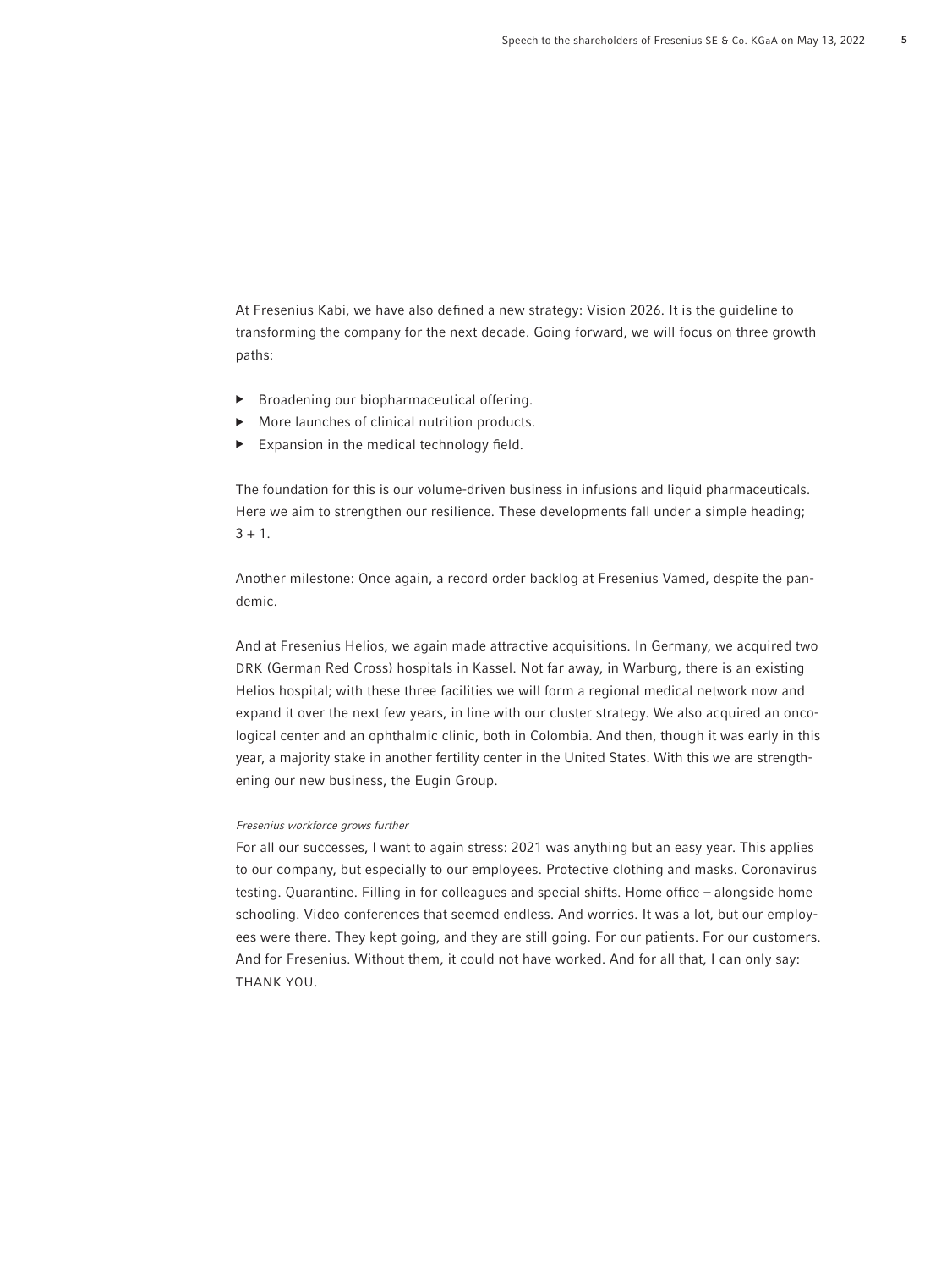At Fresenius Kabi, we have also defined a new strategy: Vision 2026. It is the guideline to transforming the company for the next decade. Going forward, we will focus on three growth paths:

- Broadening our biopharmaceutical offering.
- More launches of clinical nutrition products.
- Expansion in the medical technology field.

The foundation for this is our volume-driven business in infusions and liquid pharmaceuticals. Here we aim to strengthen our resilience. These developments fall under a simple heading; 3 + 1.

Another milestone: Once again, a record order backlog at Fresenius Vamed, despite the pandemic.

And at Fresenius Helios, we again made attractive acquisitions. In Germany, we acquired two DRK (German Red Cross) hospitals in Kassel. Not far away, in Warburg, there is an existing Helios hospital; with these three facilities we will form a regional medical network now and expand it over the next few years, in line with our cluster strategy. We also acquired an oncological center and an ophthalmic clinic, both in Colombia. And then, though it was early in this year, a majority stake in another fertility center in the United States. With this we are strengthening our new business, the Eugin Group.

*Fresenius workforce grows further*

For all our successes, I want to again stress: 2021 was anything but an easy year. This applies to our company, but especially to our employees. Protective clothing and masks. Coronavirus testing. Quarantine. Filling in for colleagues and special shifts. Home office – alongside home schooling. Video conferences that seemed endless. And worries. It was a lot, but our employees were there. They kept going, and they are still going. For our patients. For our customers. And for Fresenius. Without them, it could not have worked. And for all that, I can only say: THANK YOU.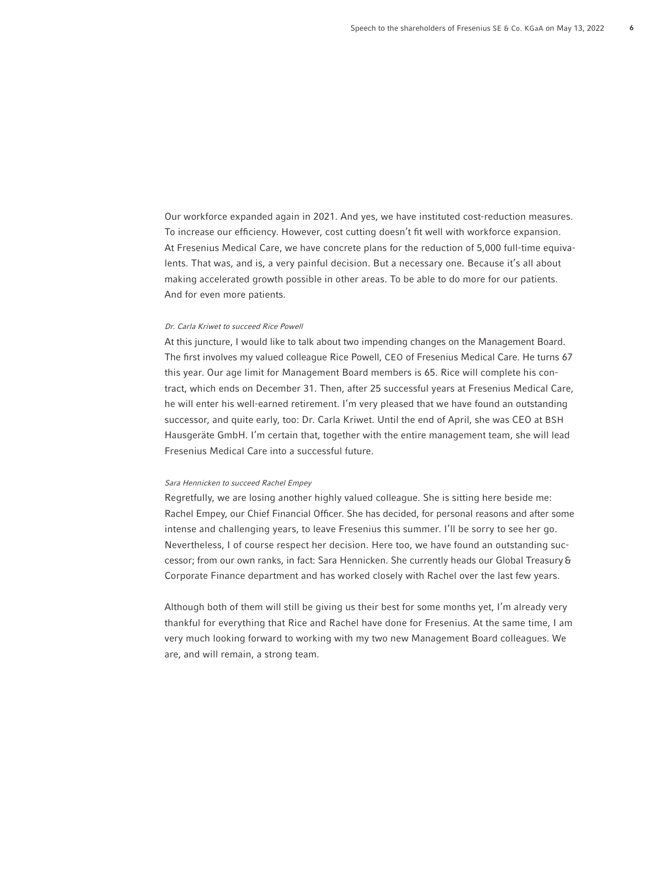Our workforce expanded again in 2021. And yes, we have instituted cost-reduction measures. To increase our efficiency. However, cost cutting doesn't fit well with workforce expansion. At Fresenius Medical Care, we have concrete plans for the reduction of 5,000 full-time equivalents. That was, and is, a very painful decision. But a necessary one. Because it's all about making accelerated growth possible in other areas. To be able to do more for our patients. And for even more patients.

*Dr. Carla Kriwet to succeed Rice Powell*

At this juncture, I would like to talk about two impending changes on the Management Board. The first involves my valued colleague Rice Powell, CEO of Fresenius Medical Care. He turns 67 this year. Our age limit for Management Board members is 65. Rice will complete his contract, which ends on December 31. Then, after 25 successful years at Fresenius Medical Care, he will enter his well-earned retirement. I'm very pleased that we have found an outstanding successor, and quite early, too: Dr. Carla Kriwet. Until the end of April, she was CEO at BSH Hausgeräte GmbH. I'm certain that, together with the entire management team, she will lead Fresenius Medical Care into a successful future.

*Sara Hennicken to succeed Rachel Empey*

Regretfully, we are losing another highly valued colleague. She is sitting here beside me: Rachel Empey, our Chief Financial Officer. She has decided, for personal reasons and after some intense and challenging years, to leave Fresenius this summer. I'll be sorry to see her go. Nevertheless, I of course respect her decision. Here too, we have found an outstanding successor; from our own ranks, in fact: Sara Hennicken. She currently heads our Global Treasury & Corporate Finance department and has worked closely with Rachel over the last few years.

Although both of them will still be giving us their best for some months yet, I'm already very thankful for everything that Rice and Rachel have done for Fresenius. At the same time, I am very much looking forward to working with my two new Management Board colleagues. We are, and will remain, a strong team.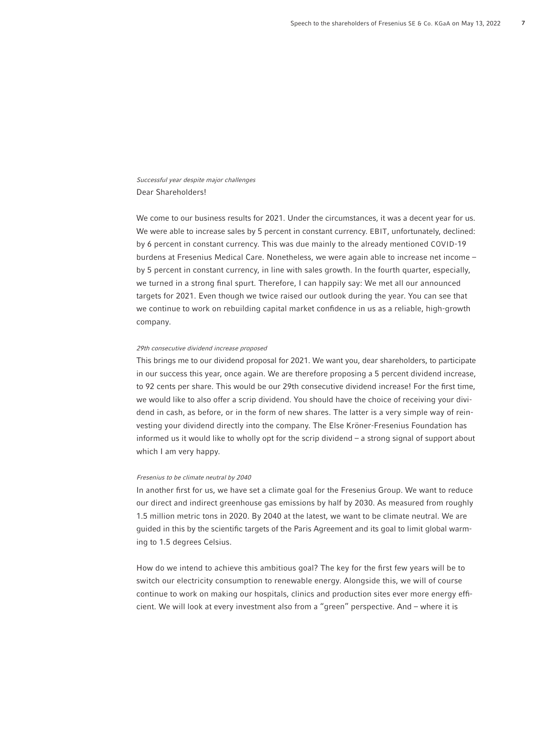*Successful year despite major challenges*

Dear Shareholders!

We come to our business results for 2021. Under the circumstances, it was a decent year for us. We were able to increase sales by 5 percent in constant currency. EBIT, unfortunately, declined: by 6 percent in constant currency. This was due mainly to the already mentioned COVID-19 burdens at Fresenius Medical Care. Nonetheless, we were again able to increase net income – by 5 percent in constant currency, in line with sales growth. In the fourth quarter, especially, we turned in a strong final spurt. Therefore, I can happily say: We met all our announced targets for 2021. Even though we twice raised our outlook during the year. You can see that we continue to work on rebuilding capital market confidence in us as a reliable, high-growth company.

*29th consecutive dividend increase proposed*

This brings me to our dividend proposal for 2021. We want you, dear shareholders, to participate in our success this year, once again. We are therefore proposing a 5 percent dividend increase, to 92 cents per share. This would be our 29th consecutive dividend increase! For the first time, we would like to also offer a scrip dividend. You should have the choice of receiving your dividend in cash, as before, or in the form of new shares. The latter is a very simple way of reinvesting your dividend directly into the company. The Else Kröner-Fresenius Foundation has informed us it would like to wholly opt for the scrip dividend – a strong signal of support about which I am very happy.

*Fresenius to be climate neutral by 2040*

In another first for us, we have set a climate goal for the Fresenius Group. We want to reduce our direct and indirect greenhouse gas emissions by half by 2030. As measured from roughly 1.5 million metric tons in 2020. By 2040 at the latest, we want to be climate neutral. We are guided in this by the scientific targets of the Paris Agreement and its goal to limit global warming to 1.5 degrees Celsius.

How do we intend to achieve this ambitious goal? The key for the first few years will be to switch our electricity consumption to renewable energy. Alongside this, we will of course continue to work on making our hospitals, clinics and production sites ever more energy efficient. We will look at every investment also from a "green" perspective. And – where it is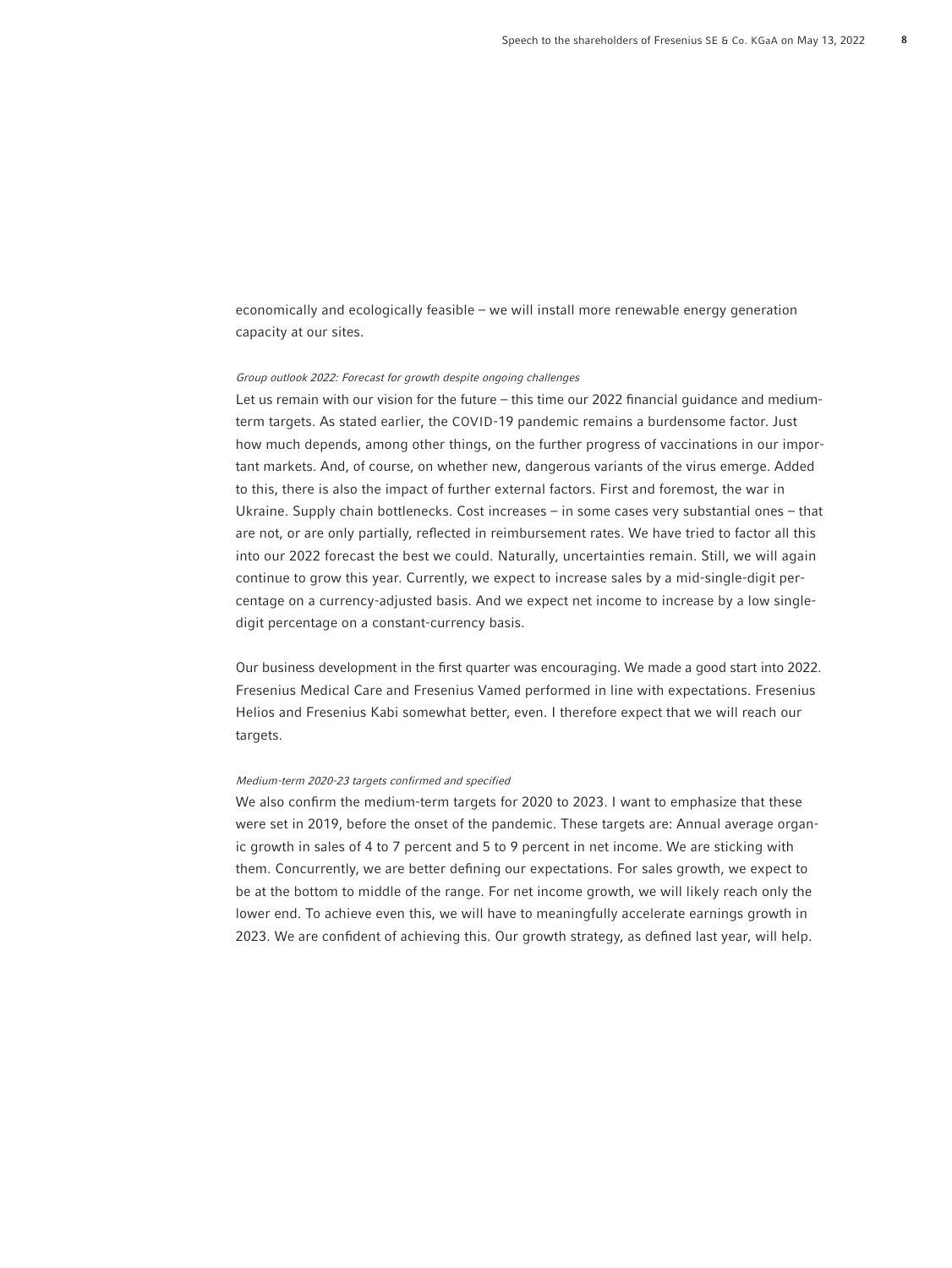economically and ecologically feasible – we will install more renewable energy generation capacity at our sites.

*Group outlook 2022: Forecast for growth despite ongoing challenges*

Let us remain with our vision for the future – this time our 2022 financial guidance and medium-term targets. As stated earlier, the COVID-19 pandemic remains a burdensome factor. Just how much depends, among other things, on the further progress of vaccinations in our important markets. And, of course, on whether new, dangerous variants of the virus emerge. Added to this, there is also the impact of further external factors. First and foremost, the war in Ukraine. Supply chain bottlenecks. Cost increases – in some cases very substantial ones – that are not, or are only partially, reflected in reimbursement rates. We have tried to factor all this into our 2022 forecast the best we could. Naturally, uncertainties remain. Still, we will again continue to grow this year. Currently, we expect to increase sales by a mid-single-digit percentage on a currency-adjusted basis. And we expect net income to increase by a low single-digit percentage on a constant-currency basis.

Our business development in the first quarter was encouraging. We made a good start into 2022. Fresenius Medical Care and Fresenius Vamed performed in line with expectations. Fresenius Helios and Fresenius Kabi somewhat better, even. I therefore expect that we will reach our targets.

*Medium-term 2020-23 targets confirmed and specified*

We also confirm the medium-term targets for 2020 to 2023. I want to emphasize that these were set in 2019, before the onset of the pandemic. These targets are: Annual average organic growth in sales of 4 to 7 percent and 5 to 9 percent in net income. We are sticking with them. Concurrently, we are better defining our expectations. For sales growth, we expect to be at the bottom to middle of the range. For net income growth, we will likely reach only the lower end. To achieve even this, we will have to meaningfully accelerate earnings growth in 2023. We are confident of achieving this. Our growth strategy, as defined last year, will help.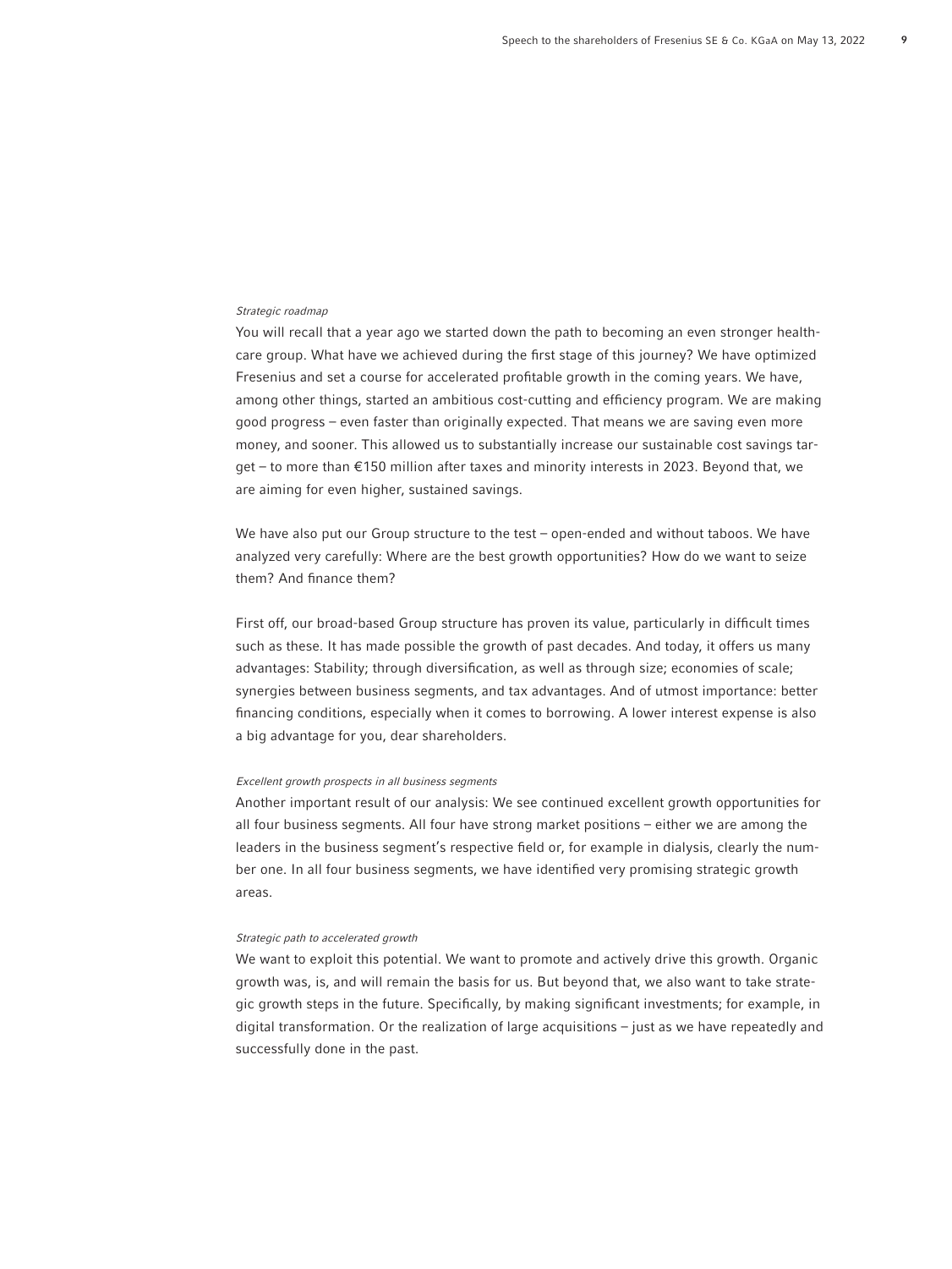*Strategic roadmap*

You will recall that a year ago we started down the path to becoming an even stronger healthcare group. What have we achieved during the first stage of this journey? We have optimized Fresenius and set a course for accelerated profitable growth in the coming years. We have, among other things, started an ambitious cost-cutting and efficiency program. We are making good progress – even faster than originally expected. That means we are saving even more money, and sooner. This allowed us to substantially increase our sustainable cost savings target – to more than €150 million after taxes and minority interests in 2023. Beyond that, we are aiming for even higher, sustained savings.

We have also put our Group structure to the test – open-ended and without taboos. We have analyzed very carefully: Where are the best growth opportunities? How do we want to seize them? And finance them?

First off, our broad-based Group structure has proven its value, particularly in difficult times such as these. It has made possible the growth of past decades. And today, it offers us many advantages: Stability; through diversification, as well as through size; economies of scale; synergies between business segments, and tax advantages. And of utmost importance: better financing conditions, especially when it comes to borrowing. A lower interest expense is also a big advantage for you, dear shareholders.

*Excellent growth prospects in all business segments*

Another important result of our analysis: We see continued excellent growth opportunities for all four business segments. All four have strong market positions – either we are among the leaders in the business segment's respective field or, for example in dialysis, clearly the number one. In all four business segments, we have identified very promising strategic growth areas.

*Strategic path to accelerated growth*

We want to exploit this potential. We want to promote and actively drive this growth. Organic growth was, is, and will remain the basis for us. But beyond that, we also want to take strategic growth steps in the future. Specifically, by making significant investments; for example, in digital transformation. Or the realization of large acquisitions – just as we have repeatedly and successfully done in the past.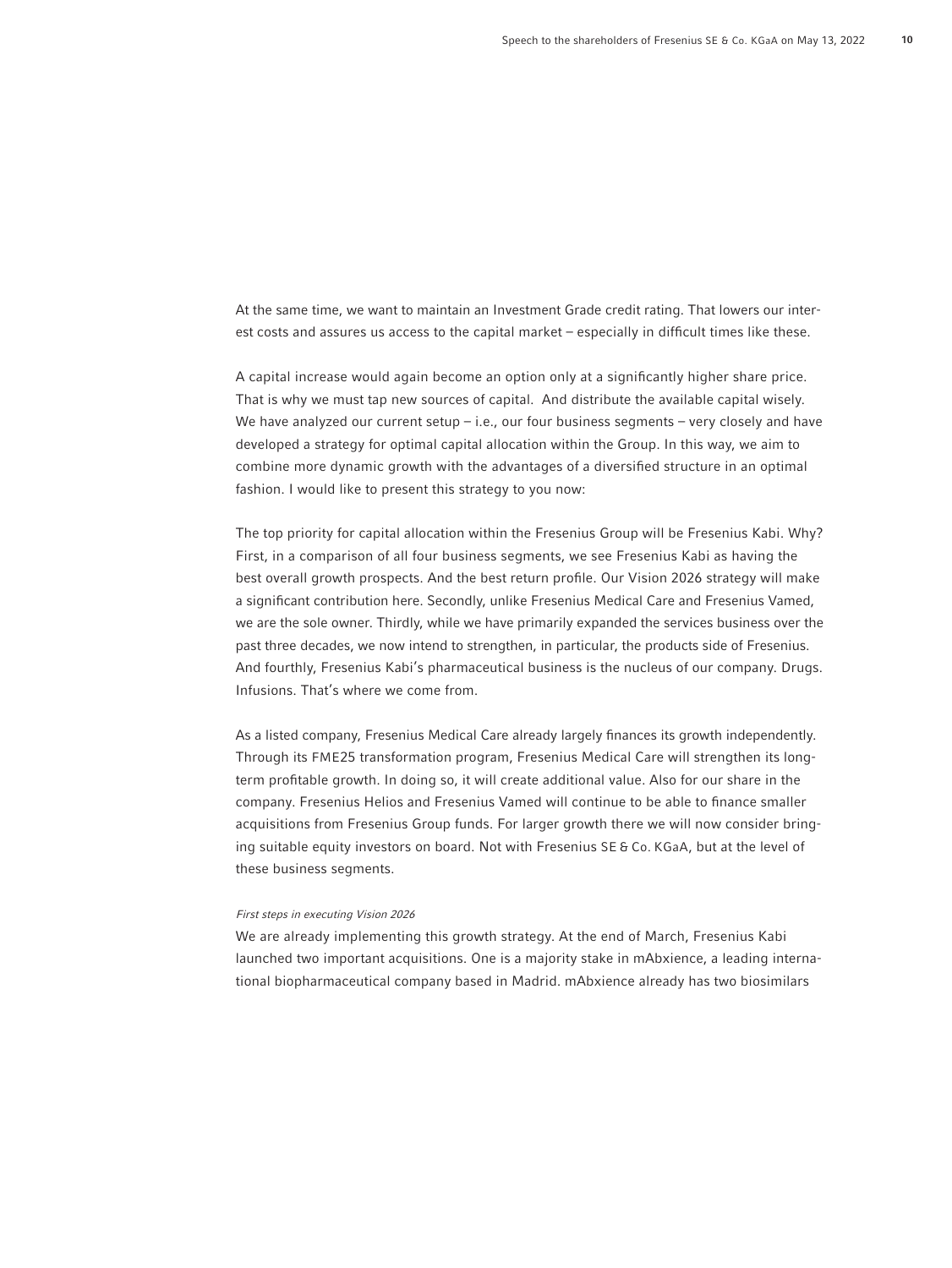At the same time, we want to maintain an Investment Grade credit rating. That lowers our interest costs and assures us access to the capital market – especially in difficult times like these.

A capital increase would again become an option only at a significantly higher share price. That is why we must tap new sources of capital. And distribute the available capital wisely. We have analyzed our current setup – i.e., our four business segments – very closely and have developed a strategy for optimal capital allocation within the Group. In this way, we aim to combine more dynamic growth with the advantages of a diversified structure in an optimal fashion. I would like to present this strategy to you now:

The top priority for capital allocation within the Fresenius Group will be Fresenius Kabi. Why? First, in a comparison of all four business segments, we see Fresenius Kabi as having the best overall growth prospects. And the best return profile. Our Vision 2026 strategy will make a significant contribution here. Secondly, unlike Fresenius Medical Care and Fresenius Vamed, we are the sole owner. Thirdly, while we have primarily expanded the services business over the past three decades, we now intend to strengthen, in particular, the products side of Fresenius. And fourthly, Fresenius Kabi's pharmaceutical business is the nucleus of our company. Drugs. Infusions. That's where we come from.

As a listed company, Fresenius Medical Care already largely finances its growth independently. Through its FME25 transformation program, Fresenius Medical Care will strengthen its long-term profitable growth. In doing so, it will create additional value. Also for our share in the company. Fresenius Helios and Fresenius Vamed will continue to be able to finance smaller acquisitions from Fresenius Group funds. For larger growth there we will now consider bringing suitable equity investors on board. Not with Fresenius SE & Co. KGaA, but at the level of these business segments.

*First steps in executing Vision 2026*

We are already implementing this growth strategy. At the end of March, Fresenius Kabi launched two important acquisitions. One is a majority stake in mAbxience, a leading international biopharmaceutical company based in Madrid. mAbxience already has two biosimilars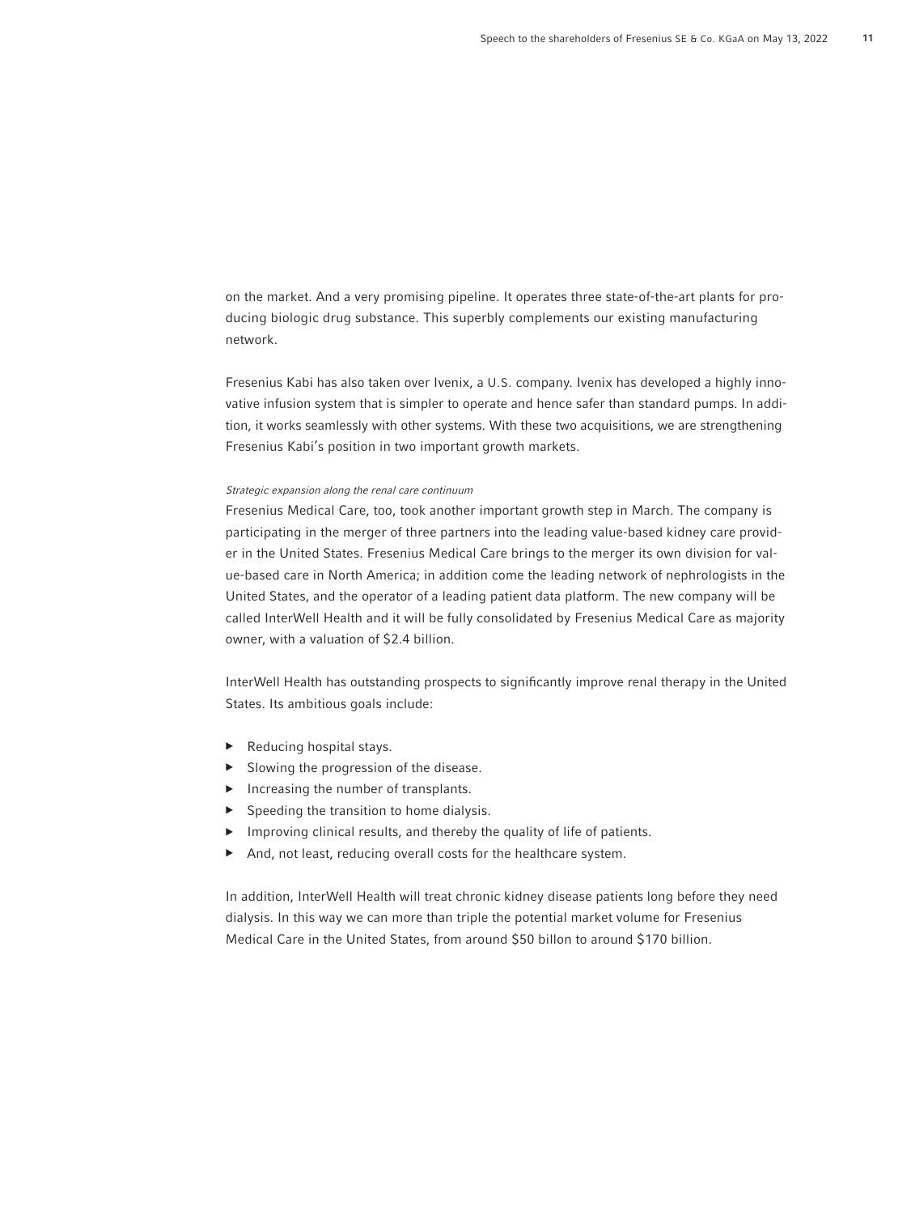on the market. And a very promising pipeline. It operates three state-of-the-art plants for producing biologic drug substance. This superbly complements our existing manufacturing network.

Fresenius Kabi has also taken over Ivenix, a U.S. company. Ivenix has developed a highly innovative infusion system that is simpler to operate and hence safer than standard pumps. In addition, it works seamlessly with other systems. With these two acquisitions, we are strengthening Fresenius Kabi's position in two important growth markets.

*Strategic expansion along the renal care continuum*

Fresenius Medical Care, too, took another important growth step in March. The company is participating in the merger of three partners into the leading value-based kidney care provider in the United States. Fresenius Medical Care brings to the merger its own division for value-based care in North America; in addition come the leading network of nephrologists in the United States, and the operator of a leading patient data platform. The new company will be called InterWell Health and it will be fully consolidated by Fresenius Medical Care as majority owner, with a valuation of $2.4 billion.

InterWell Health has outstanding prospects to significantly improve renal therapy in the United States. Its ambitious goals include:

- Reducing hospital stays.
- Slowing the progression of the disease.
- Increasing the number of transplants.
- Speeding the transition to home dialysis.
- Improving clinical results, and thereby the quality of life of patients.
- And, not least, reducing overall costs for the healthcare system.

In addition, InterWell Health will treat chronic kidney disease patients long before they need dialysis. In this way we can more than triple the potential market volume for Fresenius Medical Care in the United States, from around $50 billon to around $170 billion.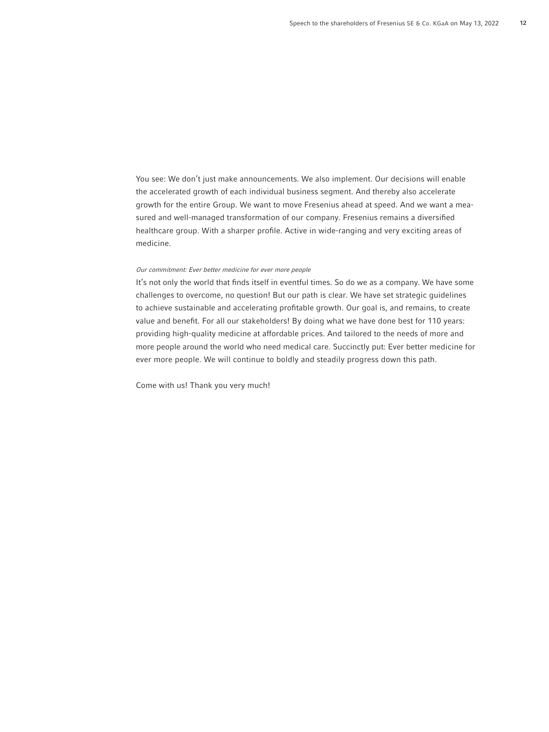You see: We don't just make announcements. We also implement. Our decisions will enable the accelerated growth of each individual business segment. And thereby also accelerate growth for the entire Group. We want to move Fresenius ahead at speed. And we want a measured and well-managed transformation of our company. Fresenius remains a diversified healthcare group. With a sharper profile. Active in wide-ranging and very exciting areas of medicine.

*Our commitment: Ever better medicine for ever more people*

It's not only the world that finds itself in eventful times. So do we as a company. We have some challenges to overcome, no question! But our path is clear. We have set strategic guidelines to achieve sustainable and accelerating profitable growth. Our goal is, and remains, to create value and benefit. For all our stakeholders! By doing what we have done best for 110 years: providing high-quality medicine at affordable prices. And tailored to the needs of more and more people around the world who need medical care. Succinctly put: Ever better medicine for ever more people. We will continue to boldly and steadily progress down this path.

Come with us! Thank you very much!